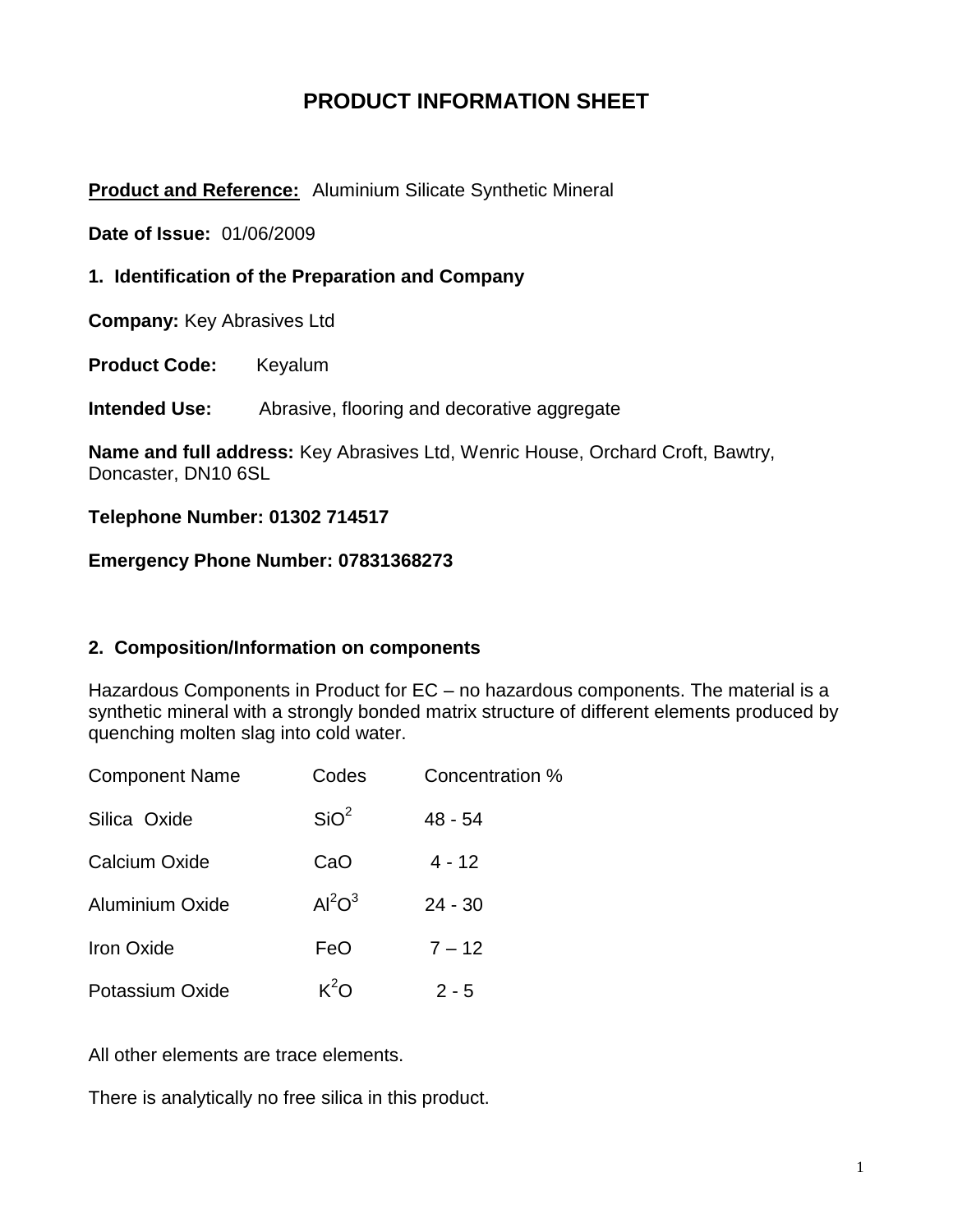# PRODUCT INFORMATION SHEET

**Product and Reference:** Aluminium Silicate Synthetic Mineral

**Date of Issue:** 01/06/2009

## 1. Identification of the Preparation and Company

**Company:** Key Abrasives Ltd

**Product Code:** Keyalum

**Intended Use:** Abrasive, flooring and decorative aggregate

**Name and full address:** Key Abrasives Ltd, Wenric House, Orchard Croft, Bawtry, Doncaster, DN10 6SL

**Telephone Number: 01302 714517**

**Emergency Phone Number: 07831368273**

## 2. Composition/Information on components

Hazardous Components in Product for EC – no hazardous components. The material is a synthetic mineral with a strongly bonded matrix structure of different elements produced by quenching molten slag into cold water.

| Component Name | Codes | Concentration % |
|---|---|---|
| Silica Oxide | $SiO^2$ | 48 - 54 |
| Calcium Oxide | CaO | 4 - 12 |
| Aluminium Oxide | $Al^2O^3$ | 24 - 30 |
| Iron Oxide | FeO | 7 – 12 |
| Potassium Oxide | $K^2O$ | 2 - 5 |

All other elements are trace elements.

There is analytically no free silica in this product.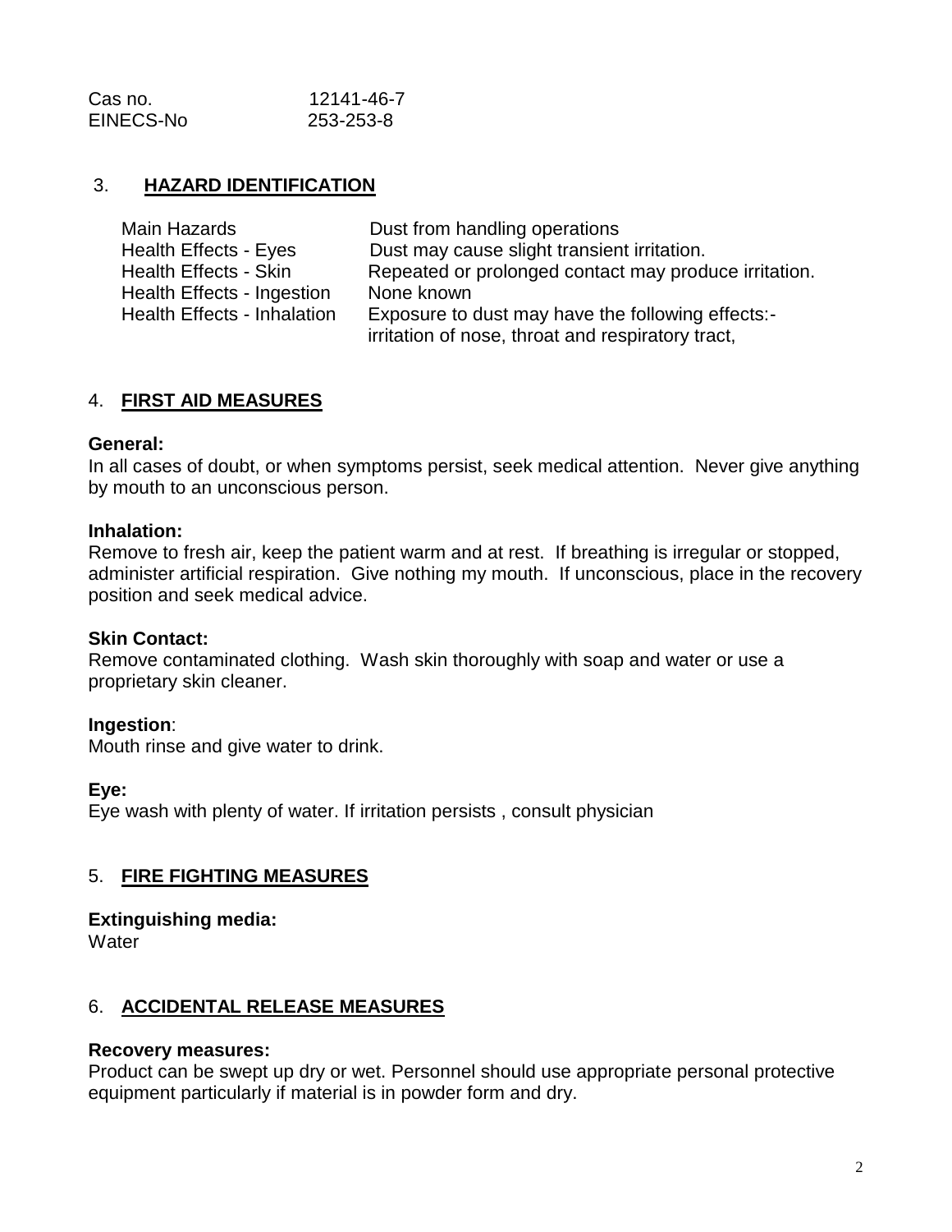| Cas no. | 12141-46-7 |
| --- | --- |
| EINECS-No | 253-253-8 |

## 3. HAZARD IDENTIFICATION

| | |
| --- | --- |
| Main Hazards | Dust from handling operations |
| Health Effects - Eyes | Dust may cause slight transient irritation. |
| Health Effects - Skin | Repeated or prolonged contact may produce irritation. |
| Health Effects - Ingestion | None known |
| Health Effects - Inhalation | Exposure to dust may have the following effects:- irritation of nose, throat and respiratory tract, |

## 4. FIRST AID MEASURES

**General:**
In all cases of doubt, or when symptoms persist, seek medical attention. Never give anything by mouth to an unconscious person.

**Inhalation:**
Remove to fresh air, keep the patient warm and at rest. If breathing is irregular or stopped, administer artificial respiration. Give nothing my mouth. If unconscious, place in the recovery position and seek medical advice.

**Skin Contact:**
Remove contaminated clothing. Wash skin thoroughly with soap and water or use a proprietary skin cleaner.

**Ingestion**:
Mouth rinse and give water to drink.

**Eye:**
Eye wash with plenty of water. If irritation persists , consult physician

## 5. FIRE FIGHTING MEASURES

**Extinguishing media:**
Water

## 6. ACCIDENTAL RELEASE MEASURES

**Recovery measures:**
Product can be swept up dry or wet. Personnel should use appropriate personal protective equipment particularly if material is in powder form and dry.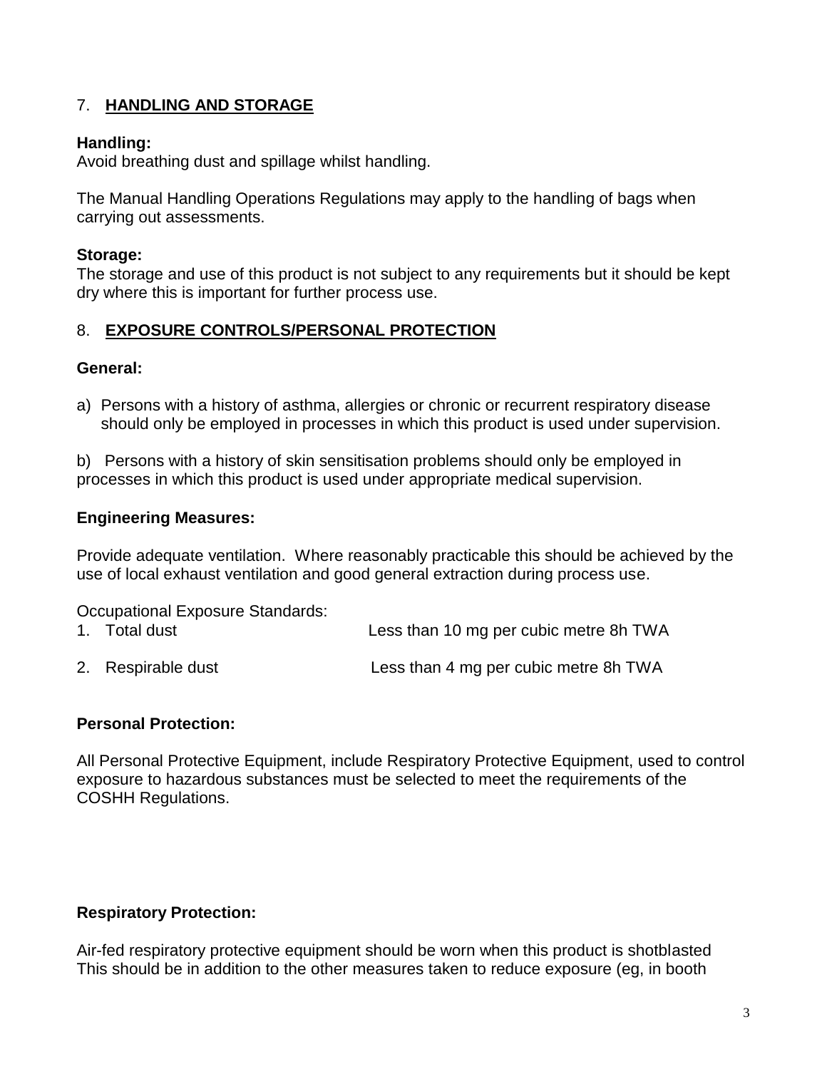## 7. HANDLING AND STORAGE

**Handling:**
Avoid breathing dust and spillage whilst handling.

The Manual Handling Operations Regulations may apply to the handling of bags when carrying out assessments.

**Storage:**
The storage and use of this product is not subject to any requirements but it should be kept dry where this is important for further process use.

## 8. EXPOSURE CONTROLS/PERSONAL PROTECTION

**General:**

a) Persons with a history of asthma, allergies or chronic or recurrent respiratory disease should only be employed in processes in which this product is used under supervision.

b) Persons with a history of skin sensitisation problems should only be employed in processes in which this product is used under appropriate medical supervision.

**Engineering Measures:**

Provide adequate ventilation. Where reasonably practicable this should be achieved by the use of local exhaust ventilation and good general extraction during process use.

Occupational Exposure Standards:

| | |
|---|---|
| 1. Total dust | Less than 10 mg per cubic metre 8h TWA |
| 2. Respirable dust | Less than 4 mg per cubic metre 8h TWA |

**Personal Protection:**

All Personal Protective Equipment, include Respiratory Protective Equipment, used to control exposure to hazardous substances must be selected to meet the requirements of the COSHH Regulations.

**Respiratory Protection:**

Air-fed respiratory protective equipment should be worn when this product is shotblasted This should be in addition to the other measures taken to reduce exposure (eg, in booth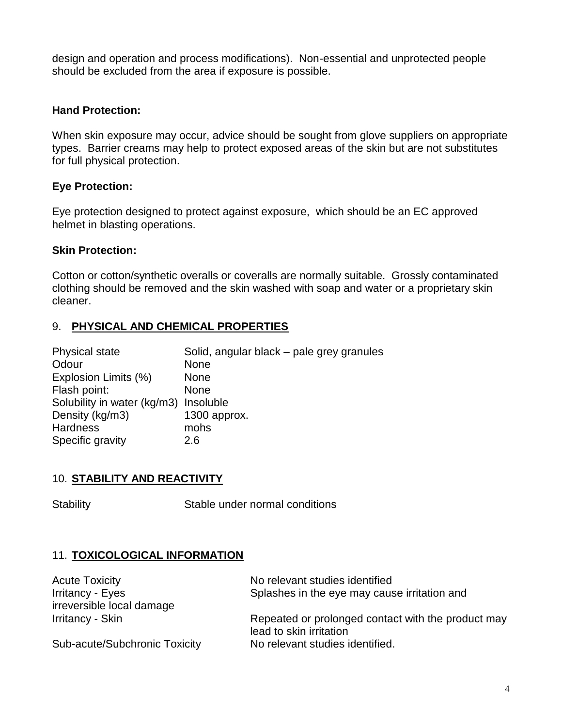design and operation and process modifications). Non-essential and unprotected people should be excluded from the area if exposure is possible.

**Hand Protection:**

When skin exposure may occur, advice should be sought from glove suppliers on appropriate types. Barrier creams may help to protect exposed areas of the skin but are not substitutes for full physical protection.

**Eye Protection:**

Eye protection designed to protect against exposure, which should be an EC approved helmet in blasting operations.

**Skin Protection:**

Cotton or cotton/synthetic overalls or coveralls are normally suitable. Grossly contaminated clothing should be removed and the skin washed with soap and water or a proprietary skin cleaner.

## 9. PHYSICAL AND CHEMICAL PROPERTIES

| | |
|---|---|
| Physical state | Solid, angular black – pale grey granules |
| Odour | None |
| Explosion Limits (%) | None |
| Flash point: | None |
| Solubility in water (kg/m3) | Insoluble |
| Density (kg/m3) | 1300 approx. |
| Hardness | mohs |
| Specific gravity | 2.6 |

## 10. STABILITY AND REACTIVITY

| | |
|---|---|
| Stability | Stable under normal conditions |

## 11. TOXICOLOGICAL INFORMATION

| | |
|---|---|
| Acute Toxicity | No relevant studies identified |
| Irritancy - Eyes | Splashes in the eye may cause irritation and irreversible local damage |
| Irritancy - Skin | Repeated or prolonged contact with the product may lead to skin irritation |
| Sub-acute/Subchronic Toxicity | No relevant studies identified. |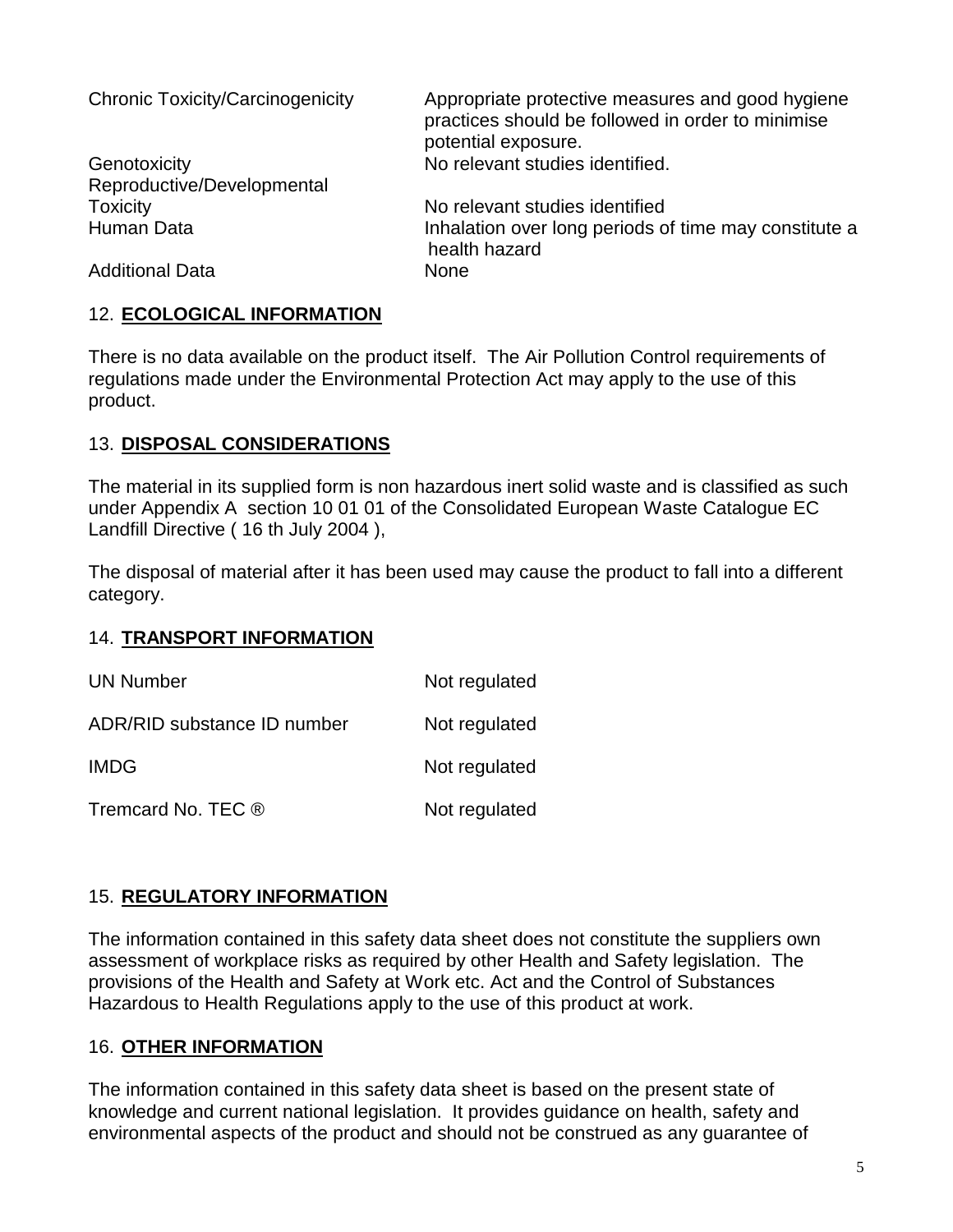| | |
|---|---|
| Chronic Toxicity/Carcinogenicity | Appropriate protective measures and good hygiene practices should be followed in order to minimise potential exposure. |
| Genotoxicity | No relevant studies identified. |
| Reproductive/Developmental Toxicity | No relevant studies identified |
| Human Data | Inhalation over long periods of time may constitute a health hazard |
| Additional Data | None |

## 12. **ECOLOGICAL INFORMATION**

There is no data available on the product itself. The Air Pollution Control requirements of regulations made under the Environmental Protection Act may apply to the use of this product.

## 13. **DISPOSAL CONSIDERATIONS**

The material in its supplied form is non hazardous inert solid waste and is classified as such under Appendix A section 10 01 01 of the Consolidated European Waste Catalogue EC Landfill Directive ( 16 th July 2004 ),

The disposal of material after it has been used may cause the product to fall into a different category.

## 14. **TRANSPORT INFORMATION**

| | |
|---|---|
| UN Number | Not regulated |
| ADR/RID substance ID number | Not regulated |
| IMDG | Not regulated |
| Tremcard No. TEC ® | Not regulated |

## 15. **REGULATORY INFORMATION**

The information contained in this safety data sheet does not constitute the suppliers own assessment of workplace risks as required by other Health and Safety legislation. The provisions of the Health and Safety at Work etc. Act and the Control of Substances Hazardous to Health Regulations apply to the use of this product at work.

## 16. **OTHER INFORMATION**

The information contained in this safety data sheet is based on the present state of knowledge and current national legislation. It provides guidance on health, safety and environmental aspects of the product and should not be construed as any guarantee of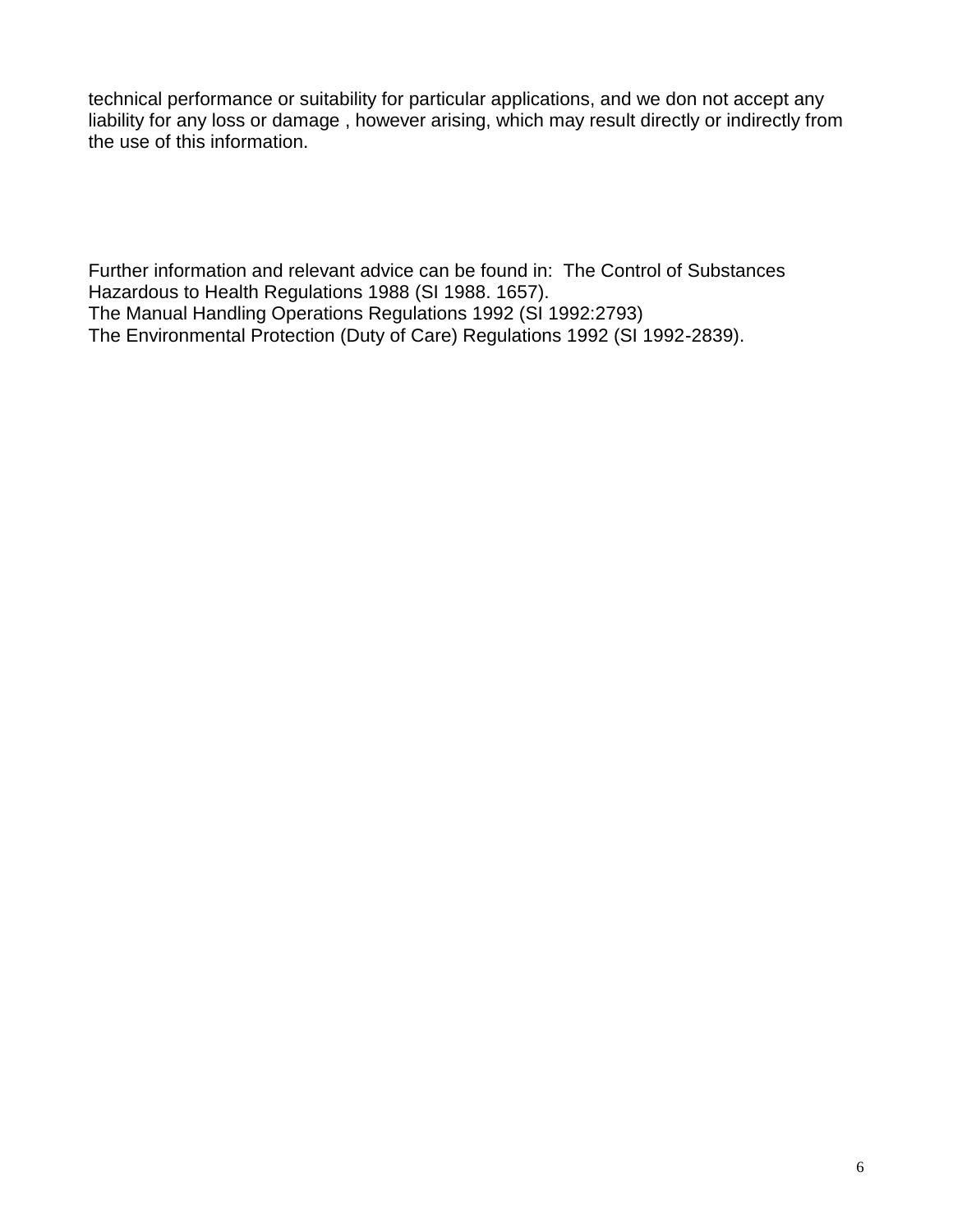technical performance or suitability for particular applications, and we don not accept any liability for any loss or damage , however arising, which may result directly or indirectly from the use of this information.

Further information and relevant advice can be found in: The Control of Substances Hazardous to Health Regulations 1988 (SI 1988. 1657).
The Manual Handling Operations Regulations 1992 (SI 1992:2793)
The Environmental Protection (Duty of Care) Regulations 1992 (SI 1992-2839).